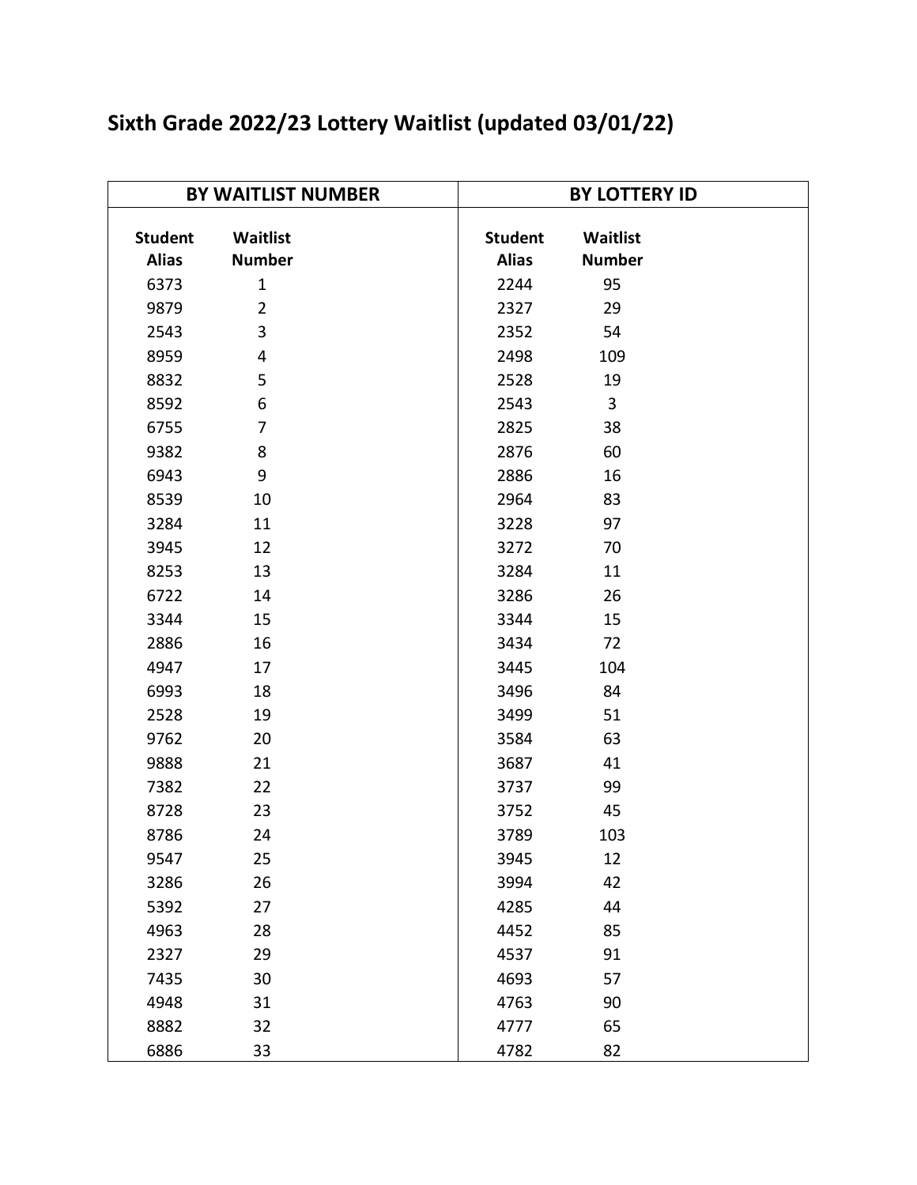# Sixth Grade 2022/23 Lottery Waitlist (updated 03/01/22)

| BY WAITLIST NUMBER | | BY LOTTERY ID | |
|---|---|---|---|
| Student Alias | Waitlist Number | Student Alias | Waitlist Number |
| 6373 | 1 | 2244 | 95 |
| 9879 | 2 | 2327 | 29 |
| 2543 | 3 | 2352 | 54 |
| 8959 | 4 | 2498 | 109 |
| 8832 | 5 | 2528 | 19 |
| 8592 | 6 | 2543 | 3 |
| 6755 | 7 | 2825 | 38 |
| 9382 | 8 | 2876 | 60 |
| 6943 | 9 | 2886 | 16 |
| 8539 | 10 | 2964 | 83 |
| 3284 | 11 | 3228 | 97 |
| 3945 | 12 | 3272 | 70 |
| 8253 | 13 | 3284 | 11 |
| 6722 | 14 | 3286 | 26 |
| 3344 | 15 | 3344 | 15 |
| 2886 | 16 | 3434 | 72 |
| 4947 | 17 | 3445 | 104 |
| 6993 | 18 | 3496 | 84 |
| 2528 | 19 | 3499 | 51 |
| 9762 | 20 | 3584 | 63 |
| 9888 | 21 | 3687 | 41 |
| 7382 | 22 | 3737 | 99 |
| 8728 | 23 | 3752 | 45 |
| 8786 | 24 | 3789 | 103 |
| 9547 | 25 | 3945 | 12 |
| 3286 | 26 | 3994 | 42 |
| 5392 | 27 | 4285 | 44 |
| 4963 | 28 | 4452 | 85 |
| 2327 | 29 | 4537 | 91 |
| 7435 | 30 | 4693 | 57 |
| 4948 | 31 | 4763 | 90 |
| 8882 | 32 | 4777 | 65 |
| 6886 | 33 | 4782 | 82 |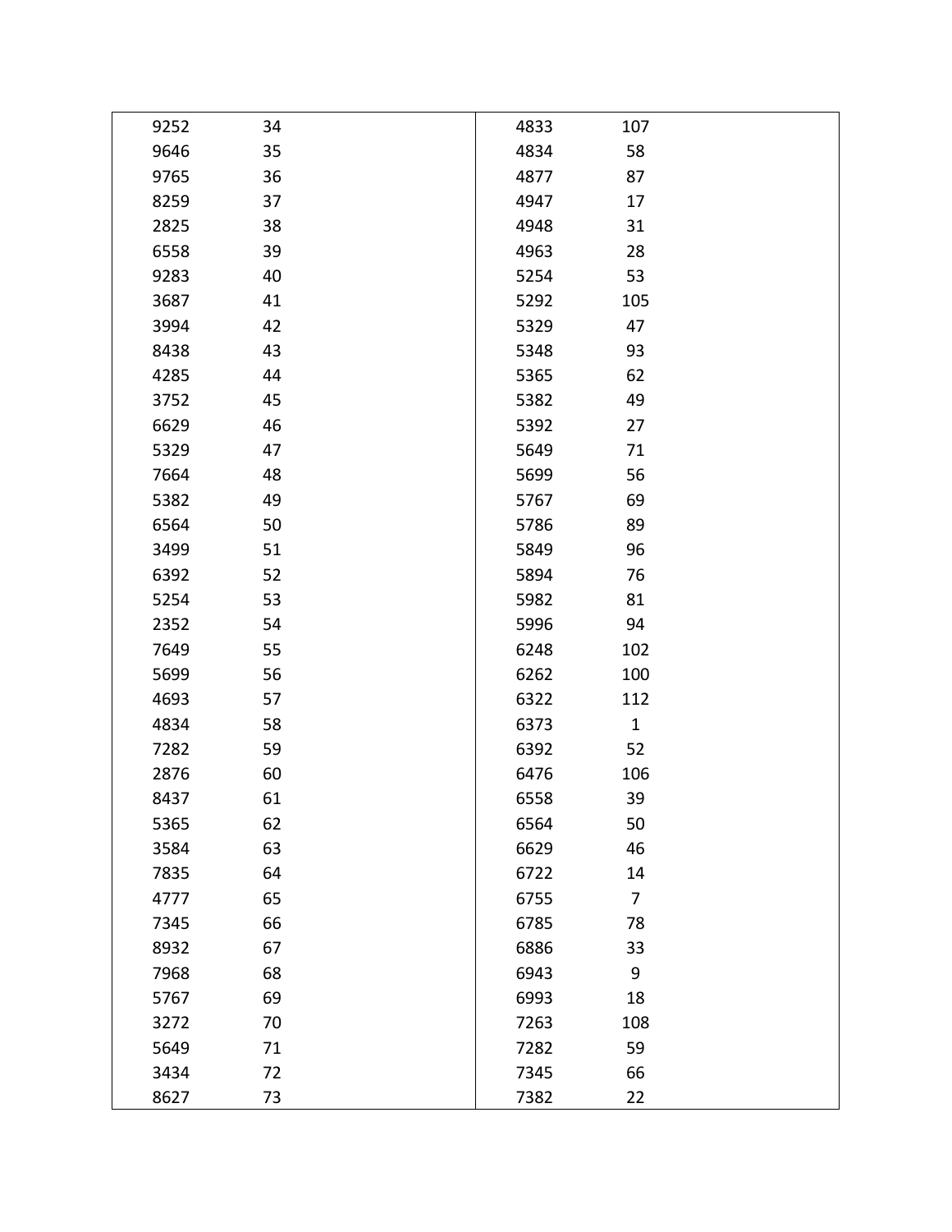| | |
|---|---|
| 9252 | 34 |
| 9646 | 35 |
| 9765 | 36 |
| 8259 | 37 |
| 2825 | 38 |
| 6558 | 39 |
| 9283 | 40 |
| 3687 | 41 |
| 3994 | 42 |
| 8438 | 43 |
| 4285 | 44 |
| 3752 | 45 |
| 6629 | 46 |
| 5329 | 47 |
| 7664 | 48 |
| 5382 | 49 |
| 6564 | 50 |
| 3499 | 51 |
| 6392 | 52 |
| 5254 | 53 |
| 2352 | 54 |
| 7649 | 55 |
| 5699 | 56 |
| 4693 | 57 |
| 4834 | 58 |
| 7282 | 59 |
| 2876 | 60 |
| 8437 | 61 |
| 5365 | 62 |
| 3584 | 63 |
| 7835 | 64 |
| 4777 | 65 |
| 7345 | 66 |
| 8932 | 67 |
| 7968 | 68 |
| 5767 | 69 |
| 3272 | 70 |
| 5649 | 71 |
| 3434 | 72 |
| 8627 | 73 |

| | |
|---|---|
| 4833 | 107 |
| 4834 | 58 |
| 4877 | 87 |
| 4947 | 17 |
| 4948 | 31 |
| 4963 | 28 |
| 5254 | 53 |
| 5292 | 105 |
| 5329 | 47 |
| 5348 | 93 |
| 5365 | 62 |
| 5382 | 49 |
| 5392 | 27 |
| 5649 | 71 |
| 5699 | 56 |
| 5767 | 69 |
| 5786 | 89 |
| 5849 | 96 |
| 5894 | 76 |
| 5982 | 81 |
| 5996 | 94 |
| 6248 | 102 |
| 6262 | 100 |
| 6322 | 112 |
| 6373 | 1 |
| 6392 | 52 |
| 6476 | 106 |
| 6558 | 39 |
| 6564 | 50 |
| 6629 | 46 |
| 6722 | 14 |
| 6755 | 7 |
| 6785 | 78 |
| 6886 | 33 |
| 6943 | 9 |
| 6993 | 18 |
| 7263 | 108 |
| 7282 | 59 |
| 7345 | 66 |
| 7382 | 22 |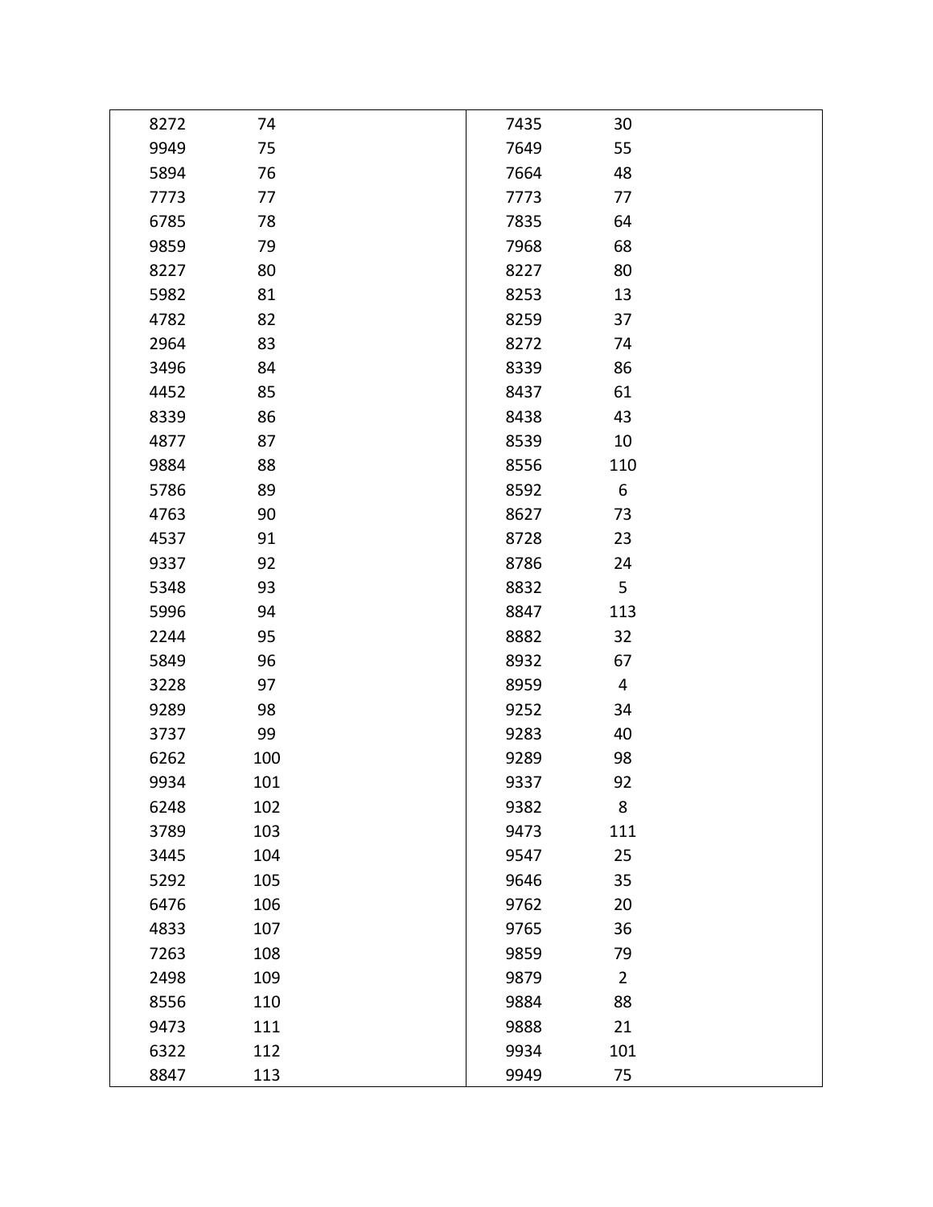| | | | |
|---|---|---|---|
| 8272 | 74 | 7435 | 30 |
| 9949 | 75 | 7649 | 55 |
| 5894 | 76 | 7664 | 48 |
| 7773 | 77 | 7773 | 77 |
| 6785 | 78 | 7835 | 64 |
| 9859 | 79 | 7968 | 68 |
| 8227 | 80 | 8227 | 80 |
| 5982 | 81 | 8253 | 13 |
| 4782 | 82 | 8259 | 37 |
| 2964 | 83 | 8272 | 74 |
| 3496 | 84 | 8339 | 86 |
| 4452 | 85 | 8437 | 61 |
| 8339 | 86 | 8438 | 43 |
| 4877 | 87 | 8539 | 10 |
| 9884 | 88 | 8556 | 110 |
| 5786 | 89 | 8592 | 6 |
| 4763 | 90 | 8627 | 73 |
| 4537 | 91 | 8728 | 23 |
| 9337 | 92 | 8786 | 24 |
| 5348 | 93 | 8832 | 5 |
| 5996 | 94 | 8847 | 113 |
| 2244 | 95 | 8882 | 32 |
| 5849 | 96 | 8932 | 67 |
| 3228 | 97 | 8959 | 4 |
| 9289 | 98 | 9252 | 34 |
| 3737 | 99 | 9283 | 40 |
| 6262 | 100 | 9289 | 98 |
| 9934 | 101 | 9337 | 92 |
| 6248 | 102 | 9382 | 8 |
| 3789 | 103 | 9473 | 111 |
| 3445 | 104 | 9547 | 25 |
| 5292 | 105 | 9646 | 35 |
| 6476 | 106 | 9762 | 20 |
| 4833 | 107 | 9765 | 36 |
| 7263 | 108 | 9859 | 79 |
| 2498 | 109 | 9879 | 2 |
| 8556 | 110 | 9884 | 88 |
| 9473 | 111 | 9888 | 21 |
| 6322 | 112 | 9934 | 101 |
| 8847 | 113 | 9949 | 75 |